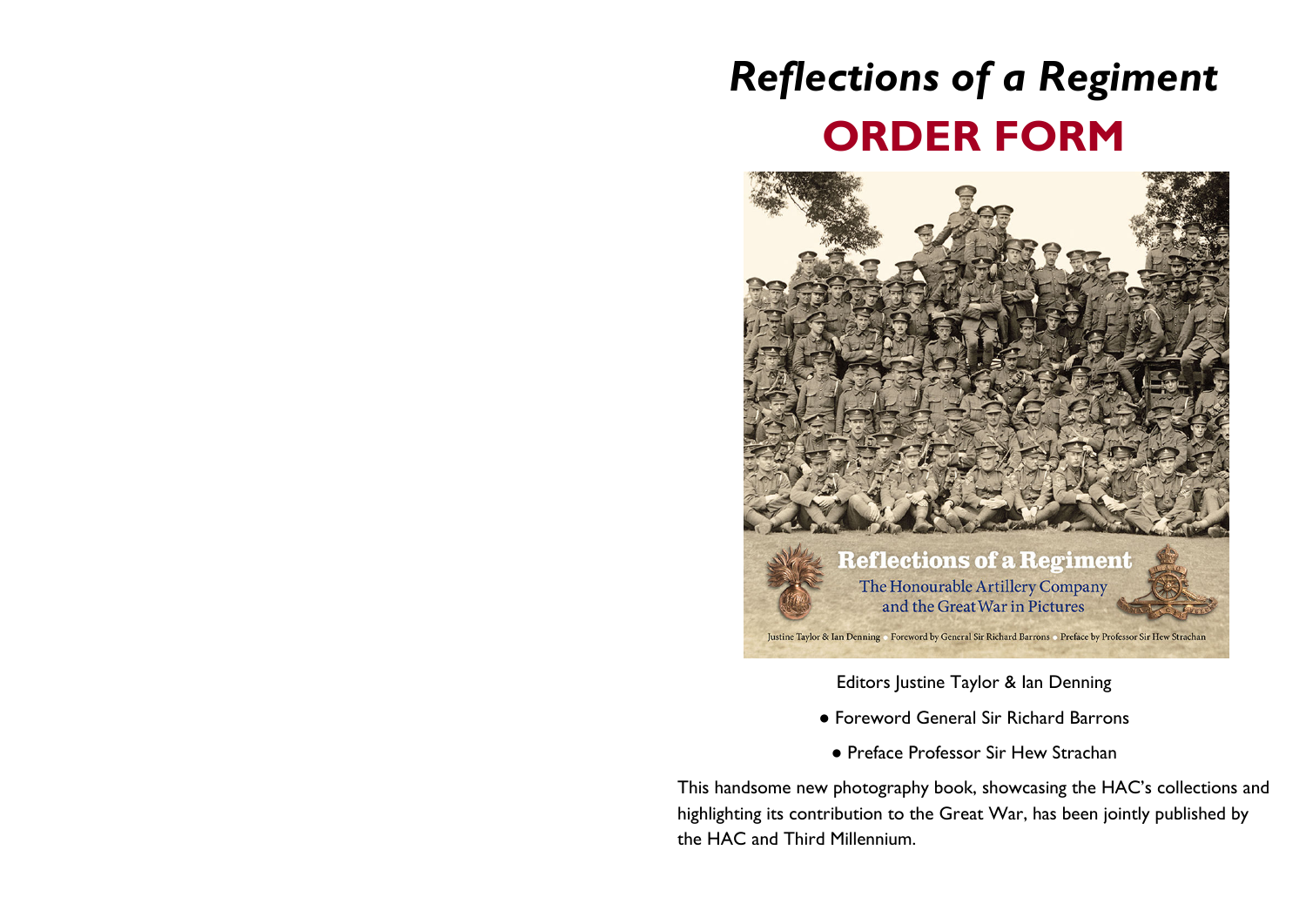# *Reflections of a Regiment*

## ORDER FORM

Editors Justine Taylor & Ian Denning

- Foreword General Sir Richard Barrons
- Preface Professor Sir Hew Strachan

This handsome new photography book, showcasing the HAC's collections and highlighting its contribution to the Great War, has been jointly published by the HAC and Third Millennium.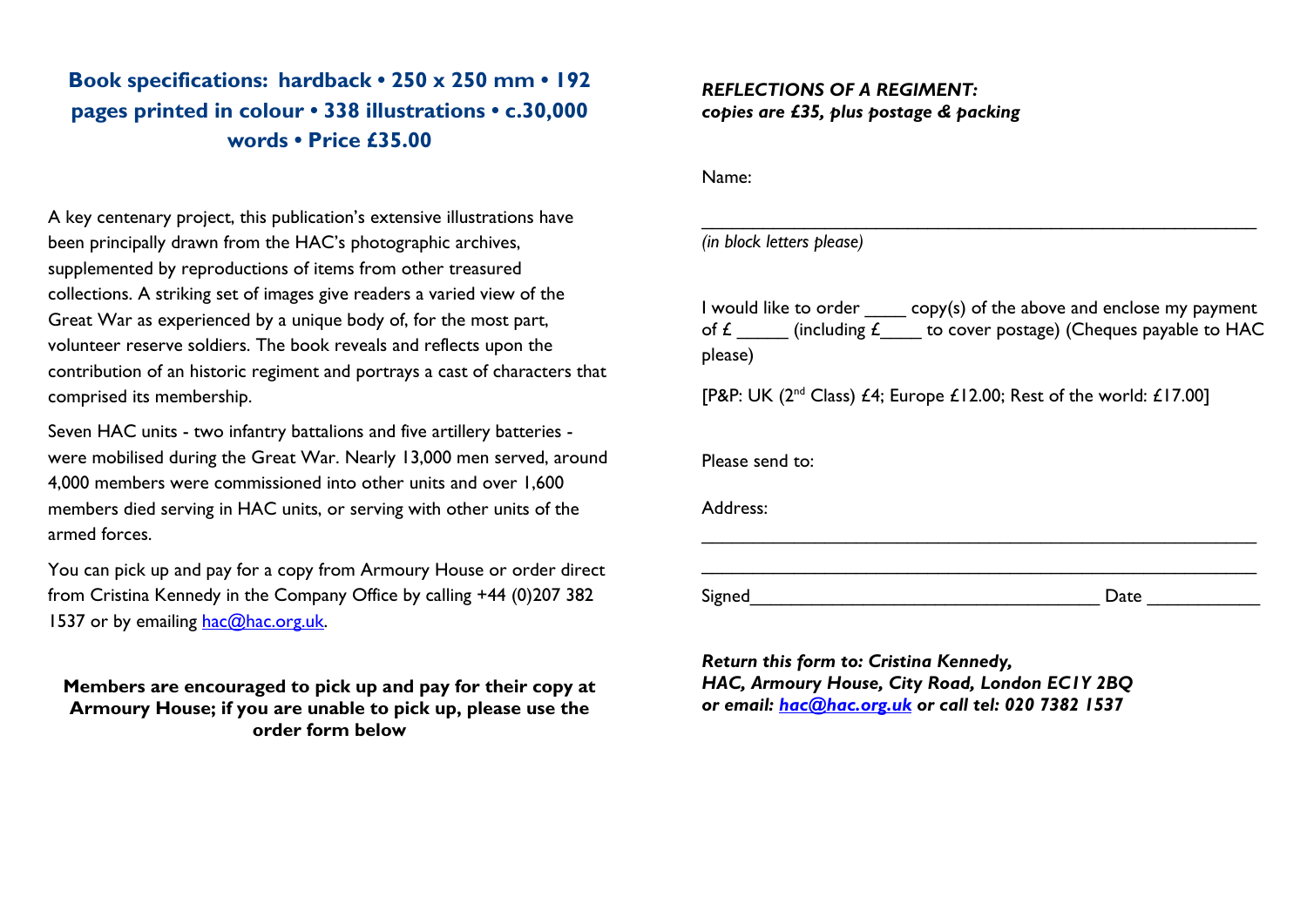**Book specifications: hardback • 250 x 250 mm • 192 pages printed in colour • 338 illustrations • c.30,000 words • Price £35.00**

A key centenary project, this publication's extensive illustrations have been principally drawn from the HAC's photographic archives, supplemented by reproductions of items from other treasured collections. A striking set of images give readers a varied view of the Great War as experienced by a unique body of, for the most part, volunteer reserve soldiers. The book reveals and reflects upon the contribution of an historic regiment and portrays a cast of characters that comprised its membership.

Seven HAC units - two infantry battalions and five artillery batteries - were mobilised during the Great War. Nearly 13,000 men served, around 4,000 members were commissioned into other units and over 1,600 members died serving in HAC units, or serving with other units of the armed forces.

You can pick up and pay for a copy from Armoury House or order direct from Cristina Kennedy in the Company Office by calling +44 (0)207 382 1537 or by emailing hac@hac.org.uk.

**Members are encouraged to pick up and pay for their copy at Armoury House; if you are unable to pick up, please use the order form below**

***REFLECTIONS OF A REGIMENT:***
***copies are £35, plus postage & packing***

Name:

_______________________________________________________

*(in block letters please)*

I would like to order ____ copy(s) of the above and enclose my payment of £ _____ (including £____ to cover postage) (Cheques payable to HAC please)

[P&P: UK (2nd Class) £4; Europe £12.00; Rest of the world: £17.00]

Please send to:

Address:

_______________________________________________________

_______________________________________________________

Signed___________________________________ Date ___________

***Return this form to: Cristina Kennedy,***
***HAC, Armoury House, City Road, London EC1Y 2BQ***
***or email: hac@hac.org.uk or call tel: 020 7382 1537***